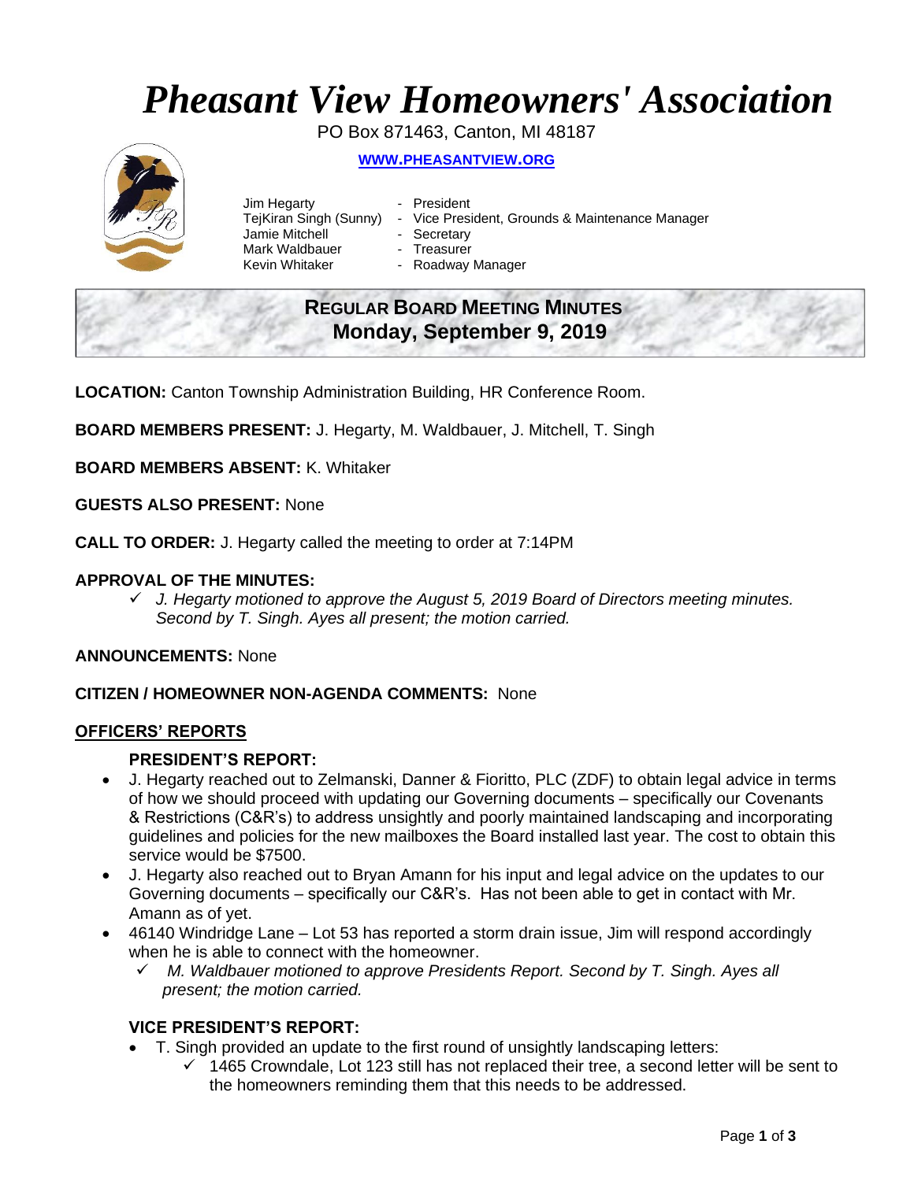# *Pheasant View Homeowners' Association*

PO Box 871463, Canton, MI 48187

**WWW.PHEASANTVIEW.ORG**

Jim Hegarty - President
TejKiran Singh (Sunny) - Vice President, Grounds & Maintenance Manager
Jamie Mitchell - Secretary
Mark Waldbauer - Treasurer
Kevin Whitaker - Roadway Manager

## REGULAR BOARD MEETING MINUTES
## Monday, September 9, 2019

**LOCATION:** Canton Township Administration Building, HR Conference Room.

**BOARD MEMBERS PRESENT:** J. Hegarty, M. Waldbauer, J. Mitchell, T. Singh

**BOARD MEMBERS ABSENT:** K. Whitaker

**GUESTS ALSO PRESENT:** None

**CALL TO ORDER:** J. Hegarty called the meeting to order at 7:14PM

**APPROVAL OF THE MINUTES:**

- ✓ *J. Hegarty motioned to approve the August 5, 2019 Board of Directors meeting minutes. Second by T. Singh. Ayes all present; the motion carried.*

**ANNOUNCEMENTS:** None

**CITIZEN / HOMEOWNER NON-AGENDA COMMENTS:** None

## OFFICERS' REPORTS

### PRESIDENT'S REPORT:

- J. Hegarty reached out to Zelmanski, Danner & Fioritto, PLC (ZDF) to obtain legal advice in terms of how we should proceed with updating our Governing documents – specifically our Covenants & Restrictions (C&R's) to address unsightly and poorly maintained landscaping and incorporating guidelines and policies for the new mailboxes the Board installed last year. The cost to obtain this service would be $7500.
- J. Hegarty also reached out to Bryan Amann for his input and legal advice on the updates to our Governing documents – specifically our C&R's. Has not been able to get in contact with Mr. Amann as of yet.
- 46140 Windridge Lane – Lot 53 has reported a storm drain issue, Jim will respond accordingly when he is able to connect with the homeowner.
  - ✓ *M. Waldbauer motioned to approve Presidents Report. Second by T. Singh. Ayes all present; the motion carried.*

### VICE PRESIDENT'S REPORT:

- T. Singh provided an update to the first round of unsightly landscaping letters:
  - ✓ 1465 Crowndale, Lot 123 still has not replaced their tree, a second letter will be sent to the homeowners reminding them that this needs to be addressed.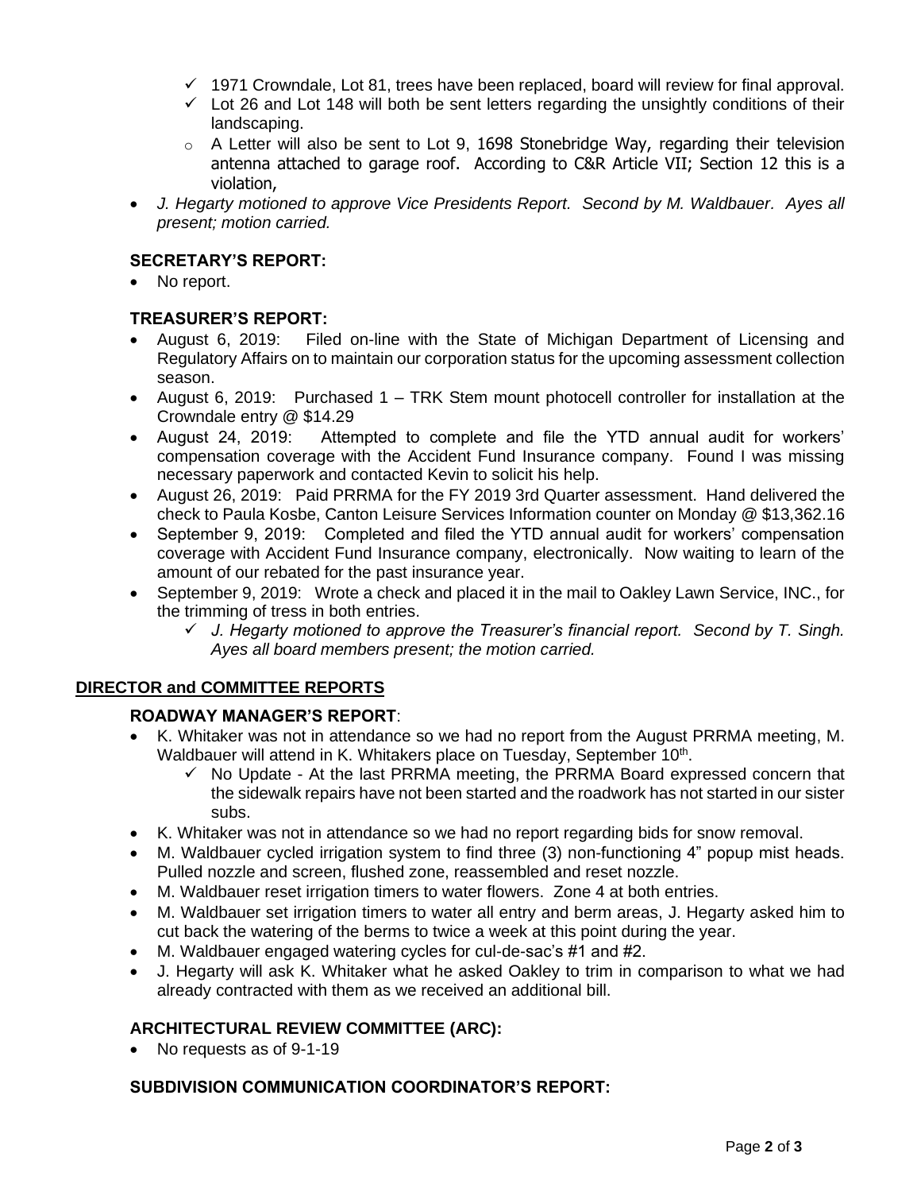- ✓ 1971 Crowndale, Lot 81, trees have been replaced, board will review for final approval.
  - ✓ Lot 26 and Lot 148 will both be sent letters regarding the unsightly conditions of their landscaping.
  - A Letter will also be sent to Lot 9, 1698 Stonebridge Way, regarding their television antenna attached to garage roof. According to C&R Article VII; Section 12 this is a violation,
- *J. Hegarty motioned to approve Vice Presidents Report. Second by M. Waldbauer. Ayes all present; motion carried.*

### SECRETARY'S REPORT:

- No report.

### TREASURER'S REPORT:

- August 6, 2019: Filed on-line with the State of Michigan Department of Licensing and Regulatory Affairs on to maintain our corporation status for the upcoming assessment collection season.
- August 6, 2019: Purchased 1 – TRK Stem mount photocell controller for installation at the Crowndale entry @ $14.29
- August 24, 2019: Attempted to complete and file the YTD annual audit for workers' compensation coverage with the Accident Fund Insurance company. Found I was missing necessary paperwork and contacted Kevin to solicit his help.
- August 26, 2019: Paid PRRMA for the FY 2019 3rd Quarter assessment. Hand delivered the check to Paula Kosbe, Canton Leisure Services Information counter on Monday @ $13,362.16
- September 9, 2019: Completed and filed the YTD annual audit for workers' compensation coverage with Accident Fund Insurance company, electronically. Now waiting to learn of the amount of our rebated for the past insurance year.
- September 9, 2019: Wrote a check and placed it in the mail to Oakley Lawn Service, INC., for the trimming of tress in both entries.
  - ✓ *J. Hegarty motioned to approve the Treasurer's financial report. Second by T. Singh. Ayes all board members present; the motion carried.*

## DIRECTOR and COMMITTEE REPORTS

### ROADWAY MANAGER'S REPORT:

- K. Whitaker was not in attendance so we had no report from the August PRRMA meeting, M. Waldbauer will attend in K. Whitakers place on Tuesday, September 10th.
  - ✓ No Update - At the last PRRMA meeting, the PRRMA Board expressed concern that the sidewalk repairs have not been started and the roadwork has not started in our sister subs.
- K. Whitaker was not in attendance so we had no report regarding bids for snow removal.
- M. Waldbauer cycled irrigation system to find three (3) non-functioning 4" popup mist heads. Pulled nozzle and screen, flushed zone, reassembled and reset nozzle.
- M. Waldbauer reset irrigation timers to water flowers. Zone 4 at both entries.
- M. Waldbauer set irrigation timers to water all entry and berm areas, J. Hegarty asked him to cut back the watering of the berms to twice a week at this point during the year.
- M. Waldbauer engaged watering cycles for cul-de-sac's #1 and #2.
- J. Hegarty will ask K. Whitaker what he asked Oakley to trim in comparison to what we had already contracted with them as we received an additional bill.

### ARCHITECTURAL REVIEW COMMITTEE (ARC):

- No requests as of 9-1-19

### SUBDIVISION COMMUNICATION COORDINATOR'S REPORT: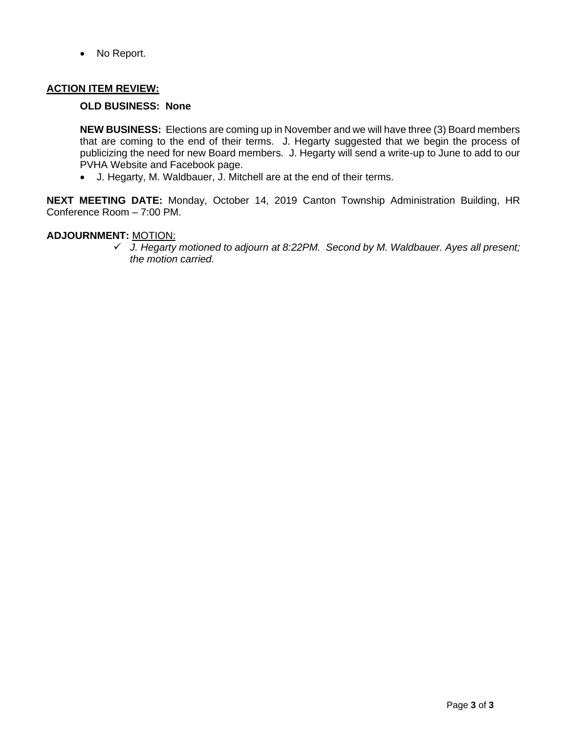- No Report.

**ACTION ITEM REVIEW:**

**OLD BUSINESS: None**

**NEW BUSINESS:** Elections are coming up in November and we will have three (3) Board members that are coming to the end of their terms. J. Hegarty suggested that we begin the process of publicizing the need for new Board members. J. Hegarty will send a write-up to June to add to our PVHA Website and Facebook page.

- J. Hegarty, M. Waldbauer, J. Mitchell are at the end of their terms.

**NEXT MEETING DATE:** Monday, October 14, 2019 Canton Township Administration Building, HR Conference Room – 7:00 PM.

**ADJOURNMENT:** MOTION:

- ✓ *J. Hegarty motioned to adjourn at 8:22PM. Second by M. Waldbauer. Ayes all present; the motion carried.*